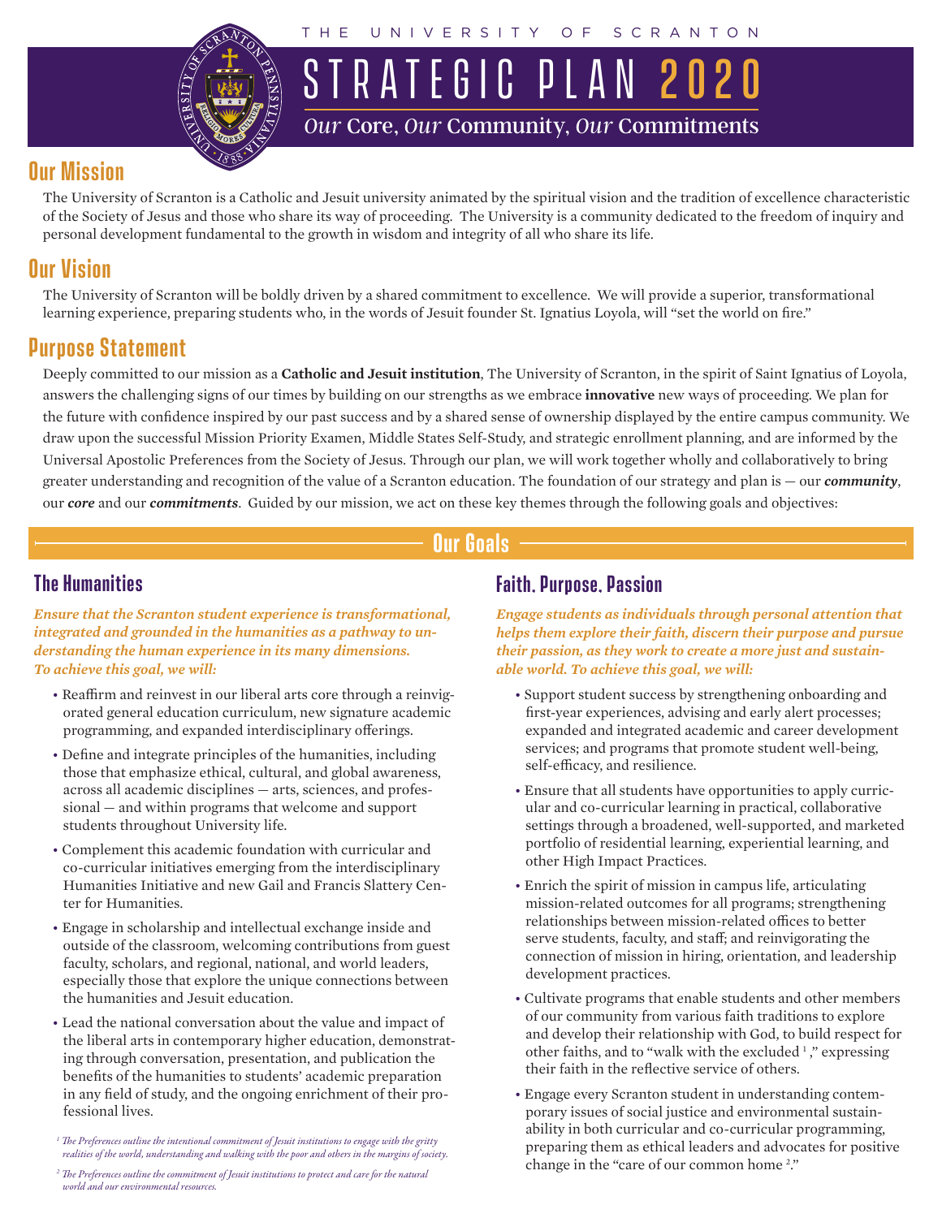THE UNIVERSITY OF SCRANTON

# STRATEGIC PLAN 2020

*Our* Core, *Our* Community, *Our* Commitments

## Our Mission

The University of Scranton is a Catholic and Jesuit university animated by the spiritual vision and the tradition of excellence characteristic of the Society of Jesus and those who share its way of proceeding. The University is a community dedicated to the freedom of inquiry and personal development fundamental to the growth in wisdom and integrity of all who share its life.

## Our Vision

The University of Scranton will be boldly driven by a shared commitment to excellence. We will provide a superior, transformational learning experience, preparing students who, in the words of Jesuit founder St. Ignatius Loyola, will "set the world on fire."

## Purpose Statement

Deeply committed to our mission as a **Catholic and Jesuit institution**, The University of Scranton, in the spirit of Saint Ignatius of Loyola, answers the challenging signs of our times by building on our strengths as we embrace **innovative** new ways of proceeding. We plan for the future with confidence inspired by our past success and by a shared sense of ownership displayed by the entire campus community. We draw upon the successful Mission Priority Examen, Middle States Self-Study, and strategic enrollment planning, and are informed by the Universal Apostolic Preferences from the Society of Jesus. Through our plan, we will work together wholly and collaboratively to bring greater understanding and recognition of the value of a Scranton education. The foundation of our strategy and plan is — our ***community***, our ***core*** and our ***commitments***. Guided by our mission, we act on these key themes through the following goals and objectives:

## Our Goals

### The Humanities

*Ensure that the Scranton student experience is transformational, integrated and grounded in the humanities as a pathway to understanding the human experience in its many dimensions. To achieve this goal, we will:*

- Reaffirm and reinvest in our liberal arts core through a reinvigorated general education curriculum, new signature academic programming, and expanded interdisciplinary offerings.
- Define and integrate principles of the humanities, including those that emphasize ethical, cultural, and global awareness, across all academic disciplines — arts, sciences, and professional — and within programs that welcome and support students throughout University life.
- Complement this academic foundation with curricular and co-curricular initiatives emerging from the interdisciplinary Humanities Initiative and new Gail and Francis Slattery Center for Humanities.
- Engage in scholarship and intellectual exchange inside and outside of the classroom, welcoming contributions from guest faculty, scholars, and regional, national, and world leaders, especially those that explore the unique connections between the humanities and Jesuit education.
- Lead the national conversation about the value and impact of the liberal arts in contemporary higher education, demonstrating through conversation, presentation, and publication the benefits of the humanities to students' academic preparation in any field of study, and the ongoing enrichment of their professional lives.

### Faith, Purpose, Passion

*Engage students as individuals through personal attention that helps them explore their faith, discern their purpose and pursue their passion, as they work to create a more just and sustainable world. To achieve this goal, we will:*

- Support student success by strengthening onboarding and first-year experiences, advising and early alert processes; expanded and integrated academic and career development services; and programs that promote student well-being, self-efficacy, and resilience.
- Ensure that all students have opportunities to apply curricular and co-curricular learning in practical, collaborative settings through a broadened, well-supported, and marketed portfolio of residential learning, experiential learning, and other High Impact Practices.
- Enrich the spirit of mission in campus life, articulating mission-related outcomes for all programs; strengthening relationships between mission-related offices to better serve students, faculty, and staff; and reinvigorating the connection of mission in hiring, orientation, and leadership development practices.
- Cultivate programs that enable students and other members of our community from various faith traditions to explore and develop their relationship with God, to build respect for other faiths, and to "walk with the excluded [1]," expressing their faith in the reflective service of others.
- Engage every Scranton student in understanding contemporary issues of social justice and environmental sustainability in both curricular and co-curricular programming, preparing them as ethical leaders and advocates for positive change in the "care of our common home [2]."

*[1] The Preferences outline the intentional commitment of Jesuit institutions to engage with the gritty realities of the world, understanding and walking with the poor and others in the margins of society.*

*[2] The Preferences outline the commitment of Jesuit institutions to protect and care for the natural world and our environmental resources.*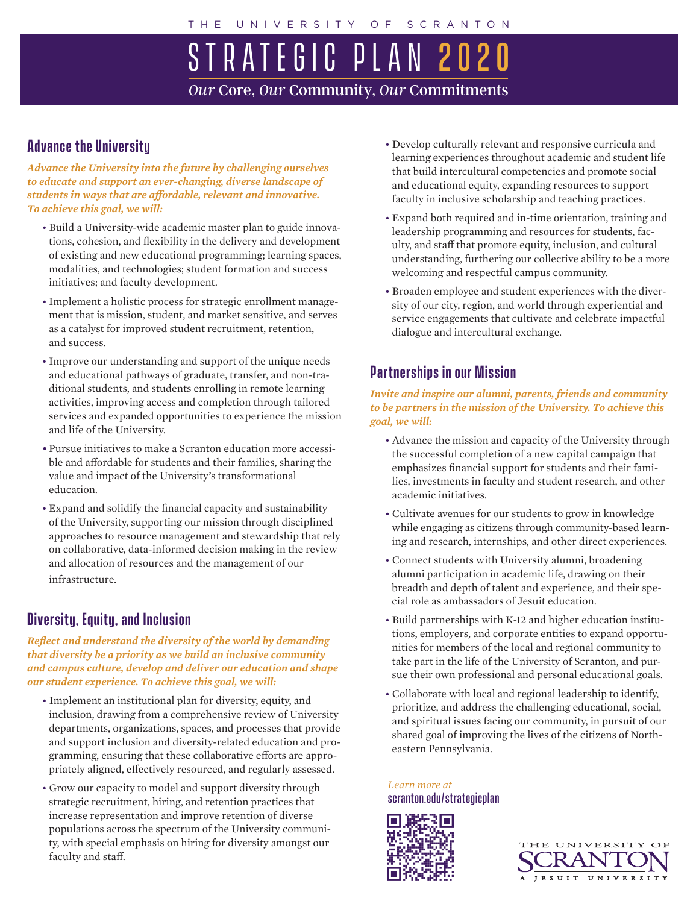THE UNIVERSITY OF SCRANTON

# STRATEGIC PLAN 2020

*Our* Core, *Our* Community, *Our* Commitments

## Advance the University

***Advance the University into the future by challenging ourselves to educate and support an ever-changing, diverse landscape of students in ways that are affordable, relevant and innovative. To achieve this goal, we will:***

- Build a University-wide academic master plan to guide innovations, cohesion, and flexibility in the delivery and development of existing and new educational programming; learning spaces, modalities, and technologies; student formation and success initiatives; and faculty development.
- Implement a holistic process for strategic enrollment management that is mission, student, and market sensitive, and serves as a catalyst for improved student recruitment, retention, and success.
- Improve our understanding and support of the unique needs and educational pathways of graduate, transfer, and non-traditional students, and students enrolling in remote learning activities, improving access and completion through tailored services and expanded opportunities to experience the mission and life of the University.
- Pursue initiatives to make a Scranton education more accessible and affordable for students and their families, sharing the value and impact of the University's transformational education.
- Expand and solidify the financial capacity and sustainability of the University, supporting our mission through disciplined approaches to resource management and stewardship that rely on collaborative, data-informed decision making in the review and allocation of resources and the management of our infrastructure.

## Diversity, Equity, and Inclusion

***Reflect and understand the diversity of the world by demanding that diversity be a priority as we build an inclusive community and campus culture, develop and deliver our education and shape our student experience. To achieve this goal, we will:***

- Implement an institutional plan for diversity, equity, and inclusion, drawing from a comprehensive review of University departments, organizations, spaces, and processes that provide and support inclusion and diversity-related education and programming, ensuring that these collaborative efforts are appropriately aligned, effectively resourced, and regularly assessed.
- Grow our capacity to model and support diversity through strategic recruitment, hiring, and retention practices that increase representation and improve retention of diverse populations across the spectrum of the University community, with special emphasis on hiring for diversity amongst our faculty and staff.
- Develop culturally relevant and responsive curricula and learning experiences throughout academic and student life that build intercultural competencies and promote social and educational equity, expanding resources to support faculty in inclusive scholarship and teaching practices.
- Expand both required and in-time orientation, training and leadership programming and resources for students, faculty, and staff that promote equity, inclusion, and cultural understanding, furthering our collective ability to be a more welcoming and respectful campus community.
- Broaden employee and student experiences with the diversity of our city, region, and world through experiential and service engagements that cultivate and celebrate impactful dialogue and intercultural exchange.

## Partnerships in our Mission

***Invite and inspire our alumni, parents, friends and community to be partners in the mission of the University. To achieve this goal, we will:***

- Advance the mission and capacity of the University through the successful completion of a new capital campaign that emphasizes financial support for students and their families, investments in faculty and student research, and other academic initiatives.
- Cultivate avenues for our students to grow in knowledge while engaging as citizens through community-based learning and research, internships, and other direct experiences.
- Connect students with University alumni, broadening alumni participation in academic life, drawing on their breadth and depth of talent and experience, and their special role as ambassadors of Jesuit education.
- Build partnerships with K-12 and higher education institutions, employers, and corporate entities to expand opportunities for members of the local and regional community to take part in the life of the University of Scranton, and pursue their own professional and personal educational goals.
- Collaborate with local and regional leadership to identify, prioritize, and address the challenging educational, social, and spiritual issues facing our community, in pursuit of our shared goal of improving the lives of the citizens of Northeastern Pennsylvania.

*Learn more at*
**scranton.edu/strategicplan**

THE UNIVERSITY OF SCRANTON
A JESUIT UNIVERSITY